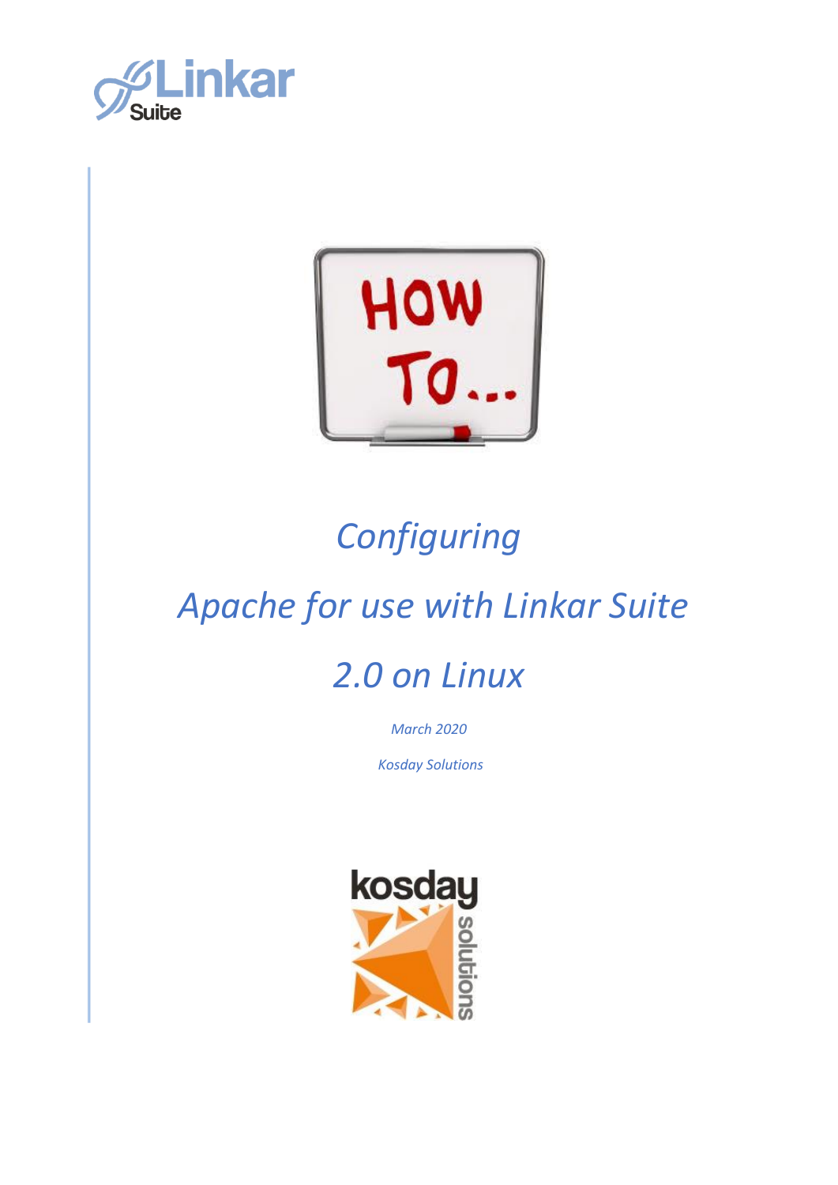# *Configuring*

# *Apache for use with Linkar Suite 2.0 on Linux*

*March 2020*

*Kosday Solutions*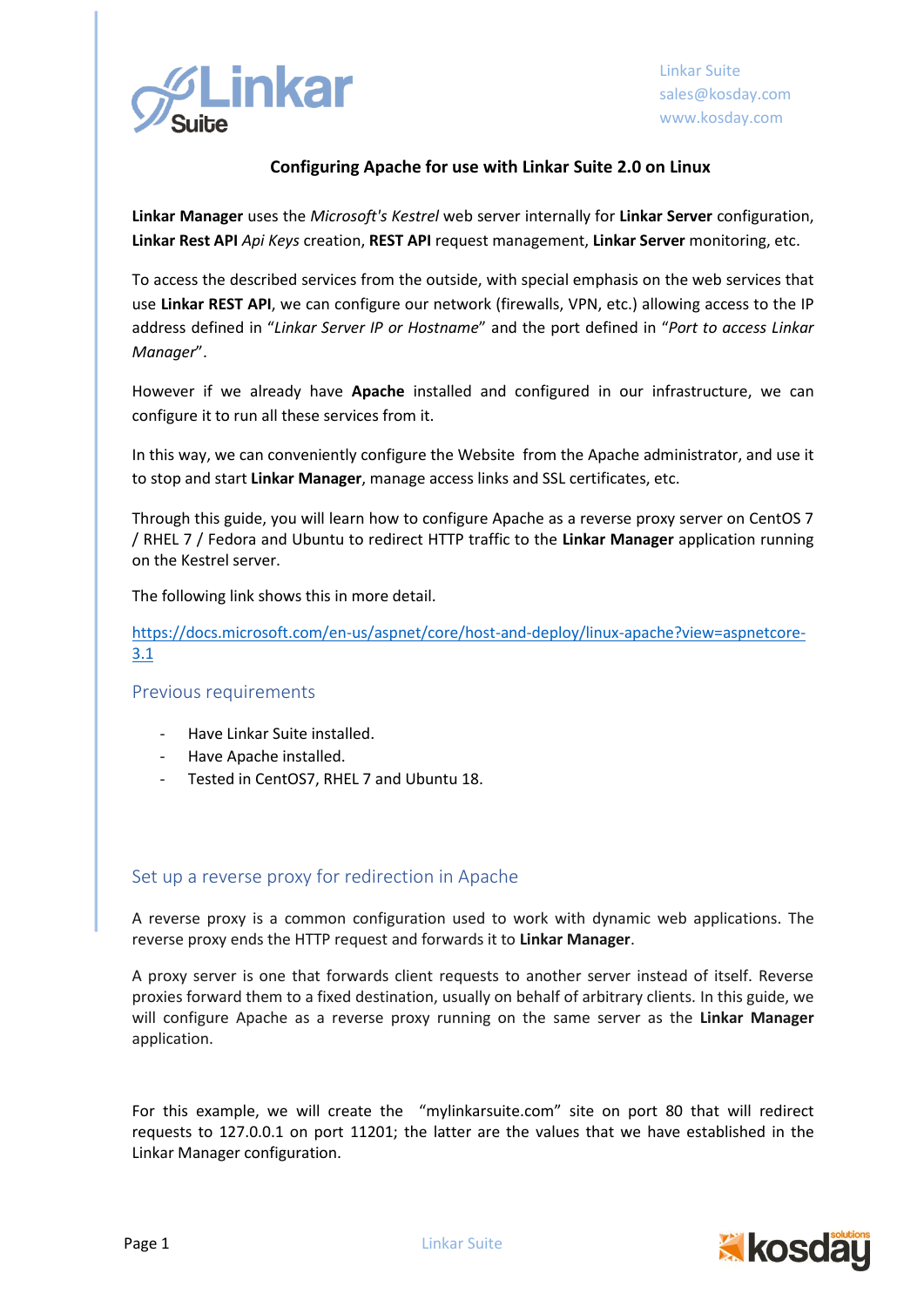# Configuring Apache for use with Linkar Suite 2.0 on Linux

**Linkar Manager** uses the *Microsoft's Kestrel* web server internally for **Linkar Server** configuration, **Linkar Rest API** *Api Keys* creation, **REST API** request management, **Linkar Server** monitoring, etc.

To access the described services from the outside, with special emphasis on the web services that use **Linkar REST API**, we can configure our network (firewalls, VPN, etc.) allowing access to the IP address defined in "*Linkar Server IP or Hostname*" and the port defined in "*Port to access Linkar Manager*".

However if we already have **Apache** installed and configured in our infrastructure, we can configure it to run all these services from it.

In this way, we can conveniently configure the Website from the Apache administrator, and use it to stop and start **Linkar Manager**, manage access links and SSL certificates, etc.

Through this guide, you will learn how to configure Apache as a reverse proxy server on CentOS 7 / RHEL 7 / Fedora and Ubuntu to redirect HTTP traffic to the **Linkar Manager** application running on the Kestrel server.

The following link shows this in more detail.

https://docs.microsoft.com/en-us/aspnet/core/host-and-deploy/linux-apache?view=aspnetcore-3.1

## Previous requirements

- Have Linkar Suite installed.
- Have Apache installed.
- Tested in CentOS7, RHEL 7 and Ubuntu 18.

## Set up a reverse proxy for redirection in Apache

A reverse proxy is a common configuration used to work with dynamic web applications. The reverse proxy ends the HTTP request and forwards it to **Linkar Manager**.

A proxy server is one that forwards client requests to another server instead of itself. Reverse proxies forward them to a fixed destination, usually on behalf of arbitrary clients. In this guide, we will configure Apache as a reverse proxy running on the same server as the **Linkar Manager** application.

For this example, we will create the "mylinkarsuite.com" site on port 80 that will redirect requests to 127.0.0.1 on port 11201; the latter are the values that we have established in the Linkar Manager configuration.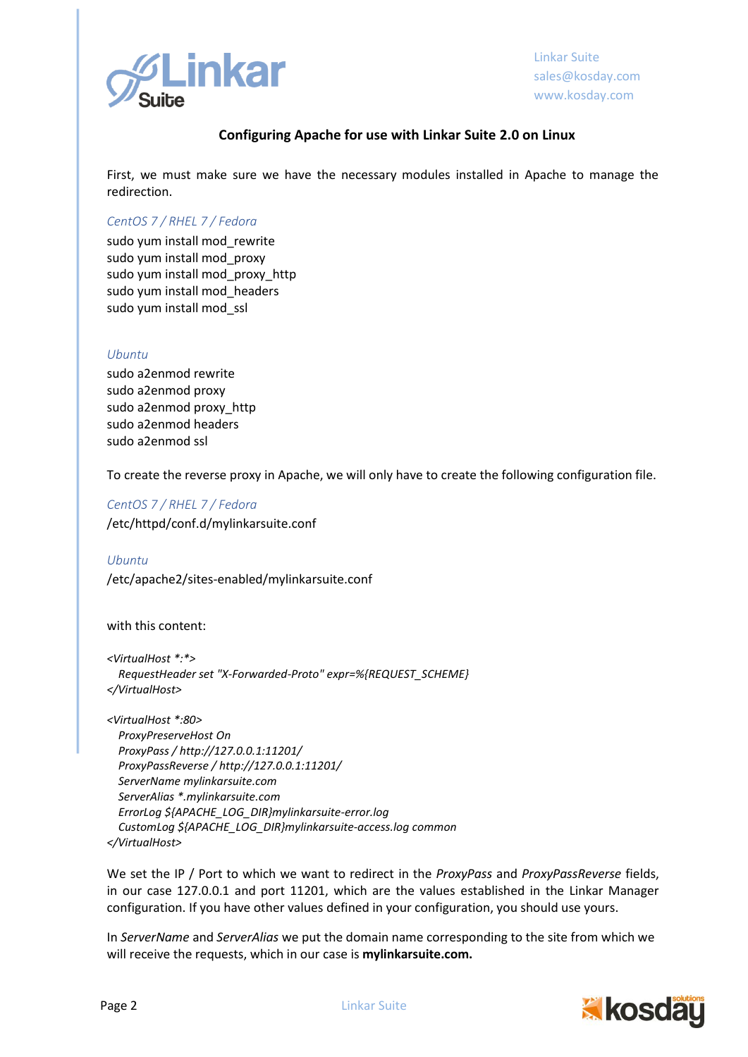## Configuring Apache for use with Linkar Suite 2.0 on Linux

First, we must make sure we have the necessary modules installed in Apache to manage the redirection.

*CentOS 7 / RHEL 7 / Fedora*

```
sudo yum install mod_rewrite
sudo yum install mod_proxy
sudo yum install mod_proxy_http
sudo yum install mod_headers
sudo yum install mod_ssl
```

*Ubuntu*

```
sudo a2enmod rewrite
sudo a2enmod proxy
sudo a2enmod proxy_http
sudo a2enmod headers
sudo a2enmod ssl
```

To create the reverse proxy in Apache, we will only have to create the following configuration file.

*CentOS 7 / RHEL 7 / Fedora*

/etc/httpd/conf.d/mylinkarsuite.conf

*Ubuntu*

/etc/apache2/sites-enabled/mylinkarsuite.conf

with this content:

```
<VirtualHost *:*>
   RequestHeader set "X-Forwarded-Proto" expr=%{REQUEST_SCHEME}
</VirtualHost>

<VirtualHost *:80>
   ProxyPreserveHost On
   ProxyPass / http://127.0.0.1:11201/
   ProxyPassReverse / http://127.0.0.1:11201/
   ServerName mylinkarsuite.com
   ServerAlias *.mylinkarsuite.com
   ErrorLog ${APACHE_LOG_DIR}mylinkarsuite-error.log
   CustomLog ${APACHE_LOG_DIR}mylinkarsuite-access.log common
</VirtualHost>
```

We set the IP / Port to which we want to redirect in the *ProxyPass* and *ProxyPassReverse* fields, in our case 127.0.0.1 and port 11201, which are the values established in the Linkar Manager configuration. If you have other values defined in your configuration, you should use yours.

In *ServerName* and *ServerAlias* we put the domain name corresponding to the site from which we will receive the requests, which in our case is **mylinkarsuite.com.**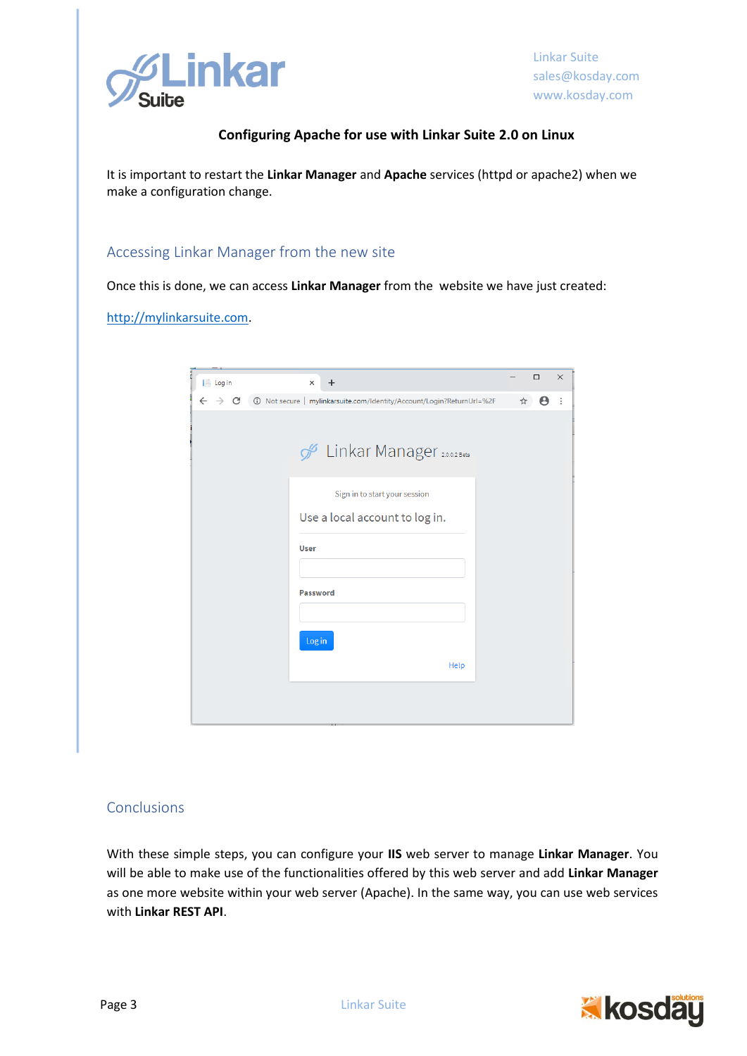# Configuring Apache for use with Linkar Suite 2.0 on Linux

It is important to restart the **Linkar Manager** and **Apache** services (httpd or apache2) when we make a configuration change.

## Accessing Linkar Manager from the new site

Once this is done, we can access **Linkar Manager** from the website we have just created:

http://mylinkarsuite.com.

## Conclusions

With these simple steps, you can configure your **IIS** web server to manage **Linkar Manager**. You will be able to make use of the functionalities offered by this web server and add **Linkar Manager** as one more website within your web server (Apache). In the same way, you can use web services with **Linkar REST API**.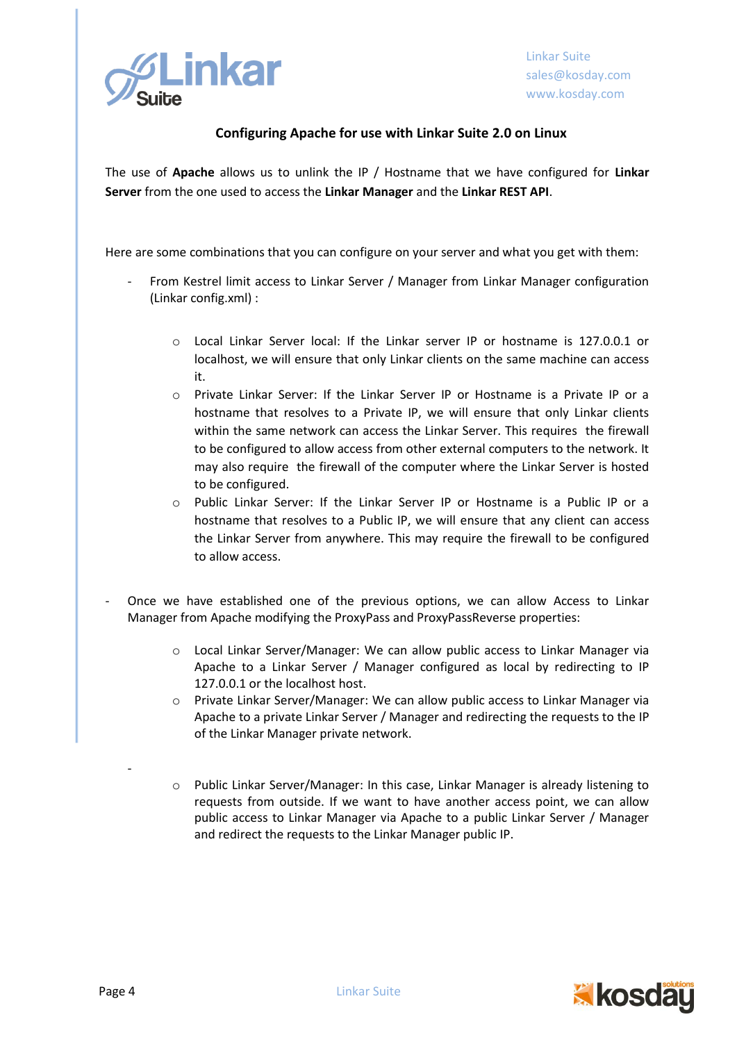## Configuring Apache for use with Linkar Suite 2.0 on Linux

The use of **Apache** allows us to unlink the IP / Hostname that we have configured for **Linkar Server** from the one used to access the **Linkar Manager** and the **Linkar REST API**.

Here are some combinations that you can configure on your server and what you get with them:

- From Kestrel limit access to Linkar Server / Manager from Linkar Manager configuration (Linkar config.xml) :
    - Local Linkar Server local: If the Linkar server IP or hostname is 127.0.0.1 or localhost, we will ensure that only Linkar clients on the same machine can access it.
    - Private Linkar Server: If the Linkar Server IP or Hostname is a Private IP or a hostname that resolves to a Private IP, we will ensure that only Linkar clients within the same network can access the Linkar Server. This requires the firewall to be configured to allow access from other external computers to the network. It may also require the firewall of the computer where the Linkar Server is hosted to be configured.
    - Public Linkar Server: If the Linkar Server IP or Hostname is a Public IP or a hostname that resolves to a Public IP, we will ensure that any client can access the Linkar Server from anywhere. This may require the firewall to be configured to allow access.

- Once we have established one of the previous options, we can allow Access to Linkar Manager from Apache modifying the ProxyPass and ProxyPassReverse properties:
    - Local Linkar Server/Manager: We can allow public access to Linkar Manager via Apache to a Linkar Server / Manager configured as local by redirecting to IP 127.0.0.1 or the localhost host.
    - Private Linkar Server/Manager: We can allow public access to Linkar Manager via Apache to a private Linkar Server / Manager and redirecting the requests to the IP of the Linkar Manager private network.

-
    - Public Linkar Server/Manager: In this case, Linkar Manager is already listening to requests from outside. If we want to have another access point, we can allow public access to Linkar Manager via Apache to a public Linkar Server / Manager and redirect the requests to the Linkar Manager public IP.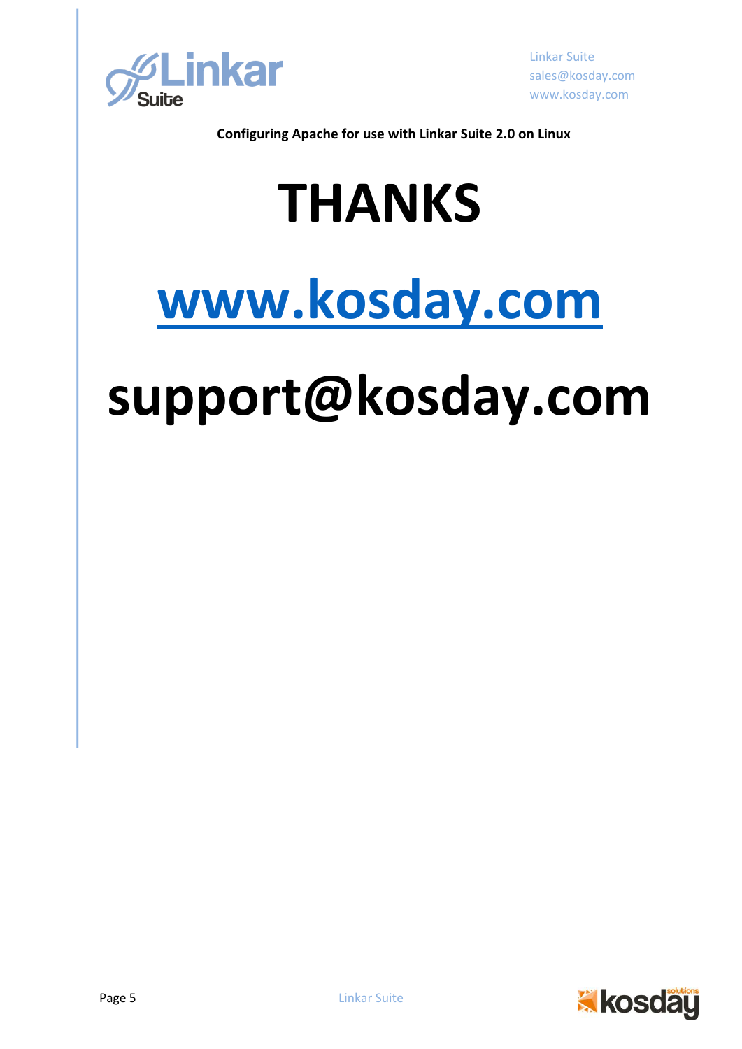# THANKS

# www.kosday.com

# support@kosday.com